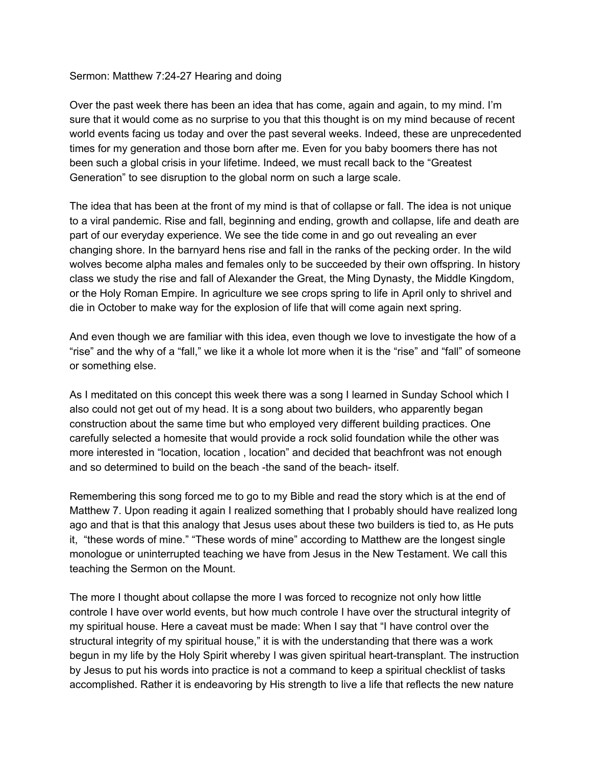Sermon: Matthew 7:24-27 Hearing and doing

Over the past week there has been an idea that has come, again and again, to my mind. I'm sure that it would come as no surprise to you that this thought is on my mind because of recent world events facing us today and over the past several weeks. Indeed, these are unprecedented times for my generation and those born after me. Even for you baby boomers there has not been such a global crisis in your lifetime. Indeed, we must recall back to the "Greatest Generation" to see disruption to the global norm on such a large scale.

The idea that has been at the front of my mind is that of collapse or fall. The idea is not unique to a viral pandemic. Rise and fall, beginning and ending, growth and collapse, life and death are part of our everyday experience. We see the tide come in and go out revealing an ever changing shore. In the barnyard hens rise and fall in the ranks of the pecking order. In the wild wolves become alpha males and females only to be succeeded by their own offspring. In history class we study the rise and fall of Alexander the Great, the Ming Dynasty, the Middle Kingdom, or the Holy Roman Empire. In agriculture we see crops spring to life in April only to shrivel and die in October to make way for the explosion of life that will come again next spring.

And even though we are familiar with this idea, even though we love to investigate the how of a "rise" and the why of a "fall," we like it a whole lot more when it is the "rise" and "fall" of someone or something else.

As I meditated on this concept this week there was a song I learned in Sunday School which I also could not get out of my head. It is a song about two builders, who apparently began construction about the same time but who employed very different building practices. One carefully selected a homesite that would provide a rock solid foundation while the other was more interested in "location, location , location" and decided that beachfront was not enough and so determined to build on the beach -the sand of the beach- itself.

Remembering this song forced me to go to my Bible and read the story which is at the end of Matthew 7. Upon reading it again I realized something that I probably should have realized long ago and that is that this analogy that Jesus uses about these two builders is tied to, as He puts it, "these words of mine." "These words of mine" according to Matthew are the longest single monologue or uninterrupted teaching we have from Jesus in the New Testament. We call this teaching the Sermon on the Mount.

The more I thought about collapse the more I was forced to recognize not only how little controle I have over world events, but how much controle I have over the structural integrity of my spiritual house. Here a caveat must be made: When I say that "I have control over the structural integrity of my spiritual house," it is with the understanding that there was a work begun in my life by the Holy Spirit whereby I was given spiritual heart-transplant. The instruction by Jesus to put his words into practice is not a command to keep a spiritual checklist of tasks accomplished. Rather it is endeavoring by His strength to live a life that reflects the new nature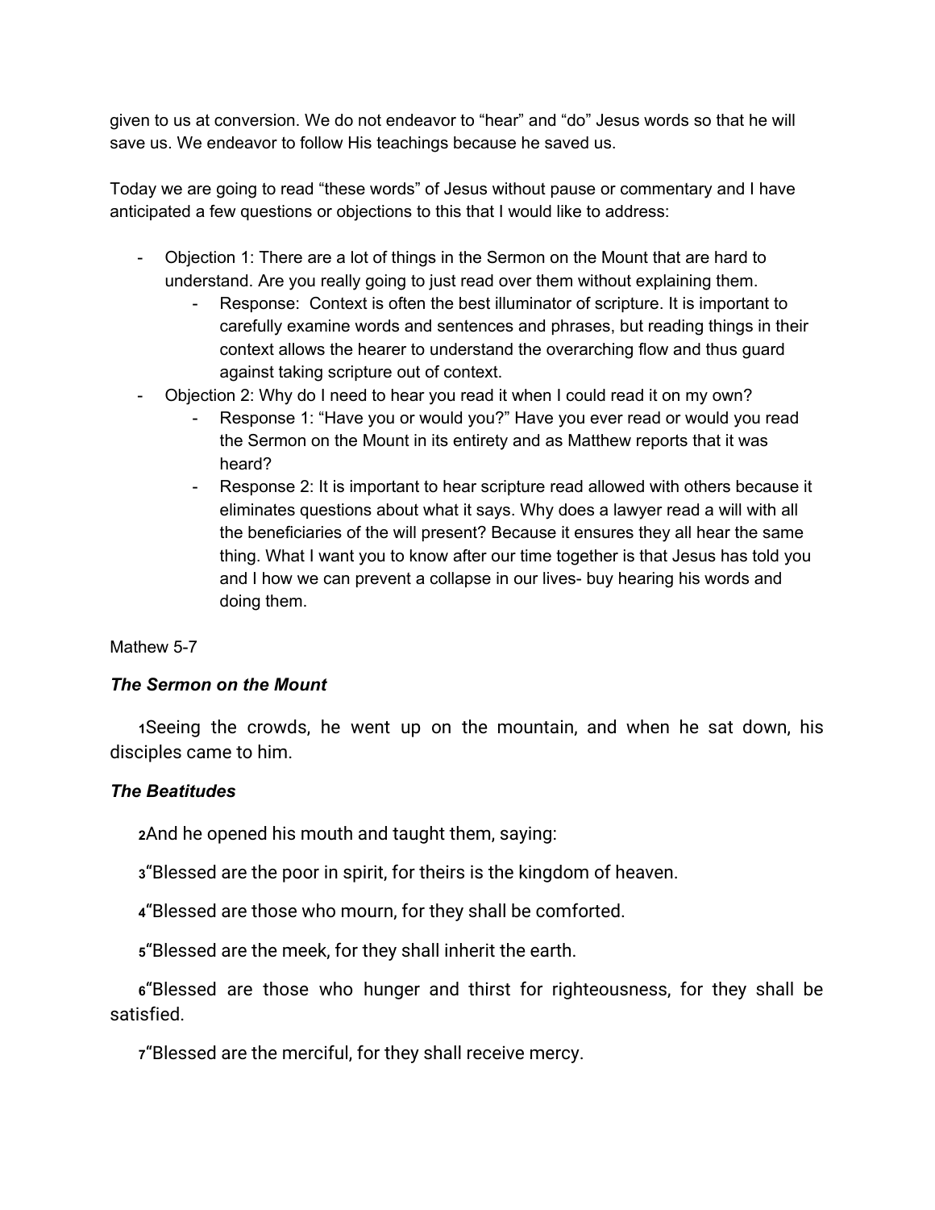given to us at conversion. We do not endeavor to "hear" and "do" Jesus words so that he will save us. We endeavor to follow His teachings because he saved us.

Today we are going to read "these words" of Jesus without pause or commentary and I have anticipated a few questions or objections to this that I would like to address:

- Objection 1: There are a lot of things in the Sermon on the Mount that are hard to understand. Are you really going to just read over them without explaining them.
    - Response: Context is often the best illuminator of scripture. It is important to carefully examine words and sentences and phrases, but reading things in their context allows the hearer to understand the overarching flow and thus guard against taking scripture out of context.
- Objection 2: Why do I need to hear you read it when I could read it on my own?
    - Response 1: "Have you or would you?" Have you ever read or would you read the Sermon on the Mount in its entirety and as Matthew reports that it was heard?
    - Response 2: It is important to hear scripture read allowed with others because it eliminates questions about what it says. Why does a lawyer read a will with all the beneficiaries of the will present? Because it ensures they all hear the same thing. What I want you to know after our time together is that Jesus has told you and I how we can prevent a collapse in our lives- buy hearing his words and doing them.

Mathew 5-7

***The Sermon on the Mount***

**1**Seeing the crowds, he went up on the mountain, and when he sat down, his disciples came to him.

***The Beatitudes***

**2**And he opened his mouth and taught them, saying:

**3**"Blessed are the poor in spirit, for theirs is the kingdom of heaven.

**4**"Blessed are those who mourn, for they shall be comforted.

**5**"Blessed are the meek, for they shall inherit the earth.

**6**"Blessed are those who hunger and thirst for righteousness, for they shall be satisfied.

**7**"Blessed are the merciful, for they shall receive mercy.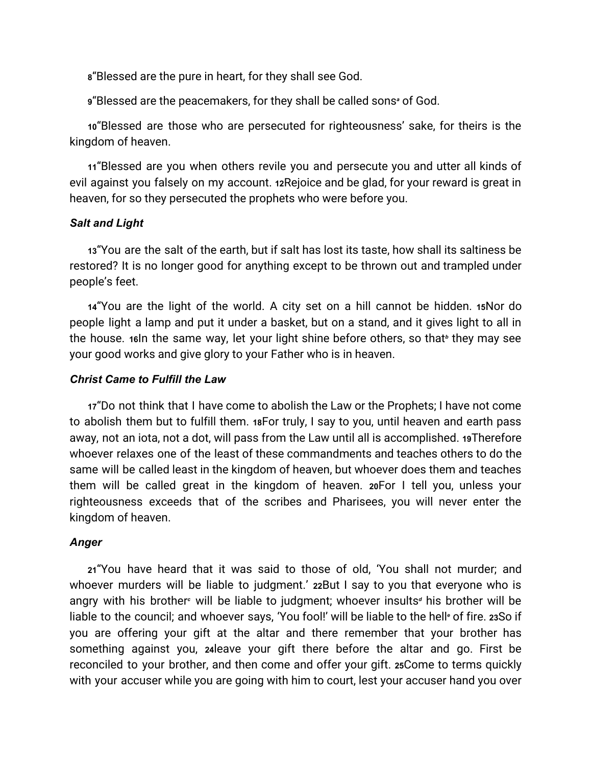8“Blessed are the pure in heart, for they shall see God.

9“Blessed are the peacemakers, for they shall be called sons[a] of God.

10“Blessed are those who are persecuted for righteousness’ sake, for theirs is the kingdom of heaven.

11“Blessed are you when others revile you and persecute you and utter all kinds of evil against you falsely on my account. 12Rejoice and be glad, for your reward is great in heaven, for so they persecuted the prophets who were before you.

### *Salt and Light*

13“You are the salt of the earth, but if salt has lost its taste, how shall its saltiness be restored? It is no longer good for anything except to be thrown out and trampled under people’s feet.

14“You are the light of the world. A city set on a hill cannot be hidden. 15Nor do people light a lamp and put it under a basket, but on a stand, and it gives light to all in the house. 16In the same way, let your light shine before others, so that[b] they may see your good works and give glory to your Father who is in heaven.

### *Christ Came to Fulfill the Law*

17“Do not think that I have come to abolish the Law or the Prophets; I have not come to abolish them but to fulfill them. 18For truly, I say to you, until heaven and earth pass away, not an iota, not a dot, will pass from the Law until all is accomplished. 19Therefore whoever relaxes one of the least of these commandments and teaches others to do the same will be called least in the kingdom of heaven, but whoever does them and teaches them will be called great in the kingdom of heaven. 20For I tell you, unless your righteousness exceeds that of the scribes and Pharisees, you will never enter the kingdom of heaven.

### *Anger*

21“You have heard that it was said to those of old, ‘You shall not murder; and whoever murders will be liable to judgment.’ 22But I say to you that everyone who is angry with his brother[c] will be liable to judgment; whoever insults[d] his brother will be liable to the council; and whoever says, ‘You fool!’ will be liable to the hell[e] of fire. 23So if you are offering your gift at the altar and there remember that your brother has something against you, 24leave your gift there before the altar and go. First be reconciled to your brother, and then come and offer your gift. 25Come to terms quickly with your accuser while you are going with him to court, lest your accuser hand you over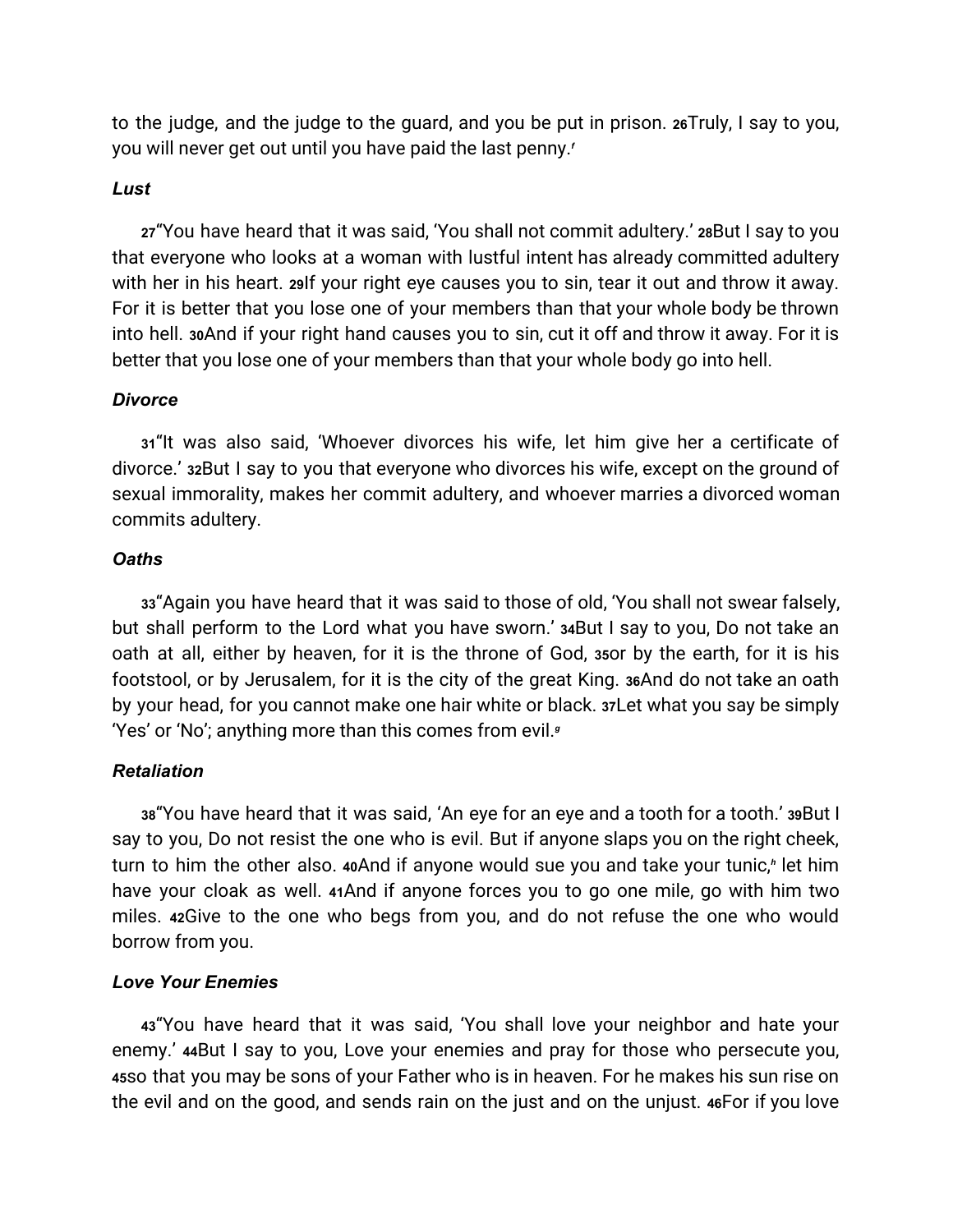to the judge, and the judge to the guard, and you be put in prison. 26Truly, I say to you, you will never get out until you have paid the last penny.[f]

### *Lust*

27"You have heard that it was said, 'You shall not commit adultery.' 28But I say to you that everyone who looks at a woman with lustful intent has already committed adultery with her in his heart. 29If your right eye causes you to sin, tear it out and throw it away. For it is better that you lose one of your members than that your whole body be thrown into hell. 30And if your right hand causes you to sin, cut it off and throw it away. For it is better that you lose one of your members than that your whole body go into hell.

### *Divorce*

31"It was also said, 'Whoever divorces his wife, let him give her a certificate of divorce.' 32But I say to you that everyone who divorces his wife, except on the ground of sexual immorality, makes her commit adultery, and whoever marries a divorced woman commits adultery.

### *Oaths*

33"Again you have heard that it was said to those of old, 'You shall not swear falsely, but shall perform to the Lord what you have sworn.' 34But I say to you, Do not take an oath at all, either by heaven, for it is the throne of God, 35or by the earth, for it is his footstool, or by Jerusalem, for it is the city of the great King. 36And do not take an oath by your head, for you cannot make one hair white or black. 37Let what you say be simply 'Yes' or 'No'; anything more than this comes from evil.[g]

### *Retaliation*

38"You have heard that it was said, 'An eye for an eye and a tooth for a tooth.' 39But I say to you, Do not resist the one who is evil. But if anyone slaps you on the right cheek, turn to him the other also. 40And if anyone would sue you and take your tunic,[h] let him have your cloak as well. 41And if anyone forces you to go one mile, go with him two miles. 42Give to the one who begs from you, and do not refuse the one who would borrow from you.

### *Love Your Enemies*

43"You have heard that it was said, 'You shall love your neighbor and hate your enemy.' 44But I say to you, Love your enemies and pray for those who persecute you, 45so that you may be sons of your Father who is in heaven. For he makes his sun rise on the evil and on the good, and sends rain on the just and on the unjust. 46For if you love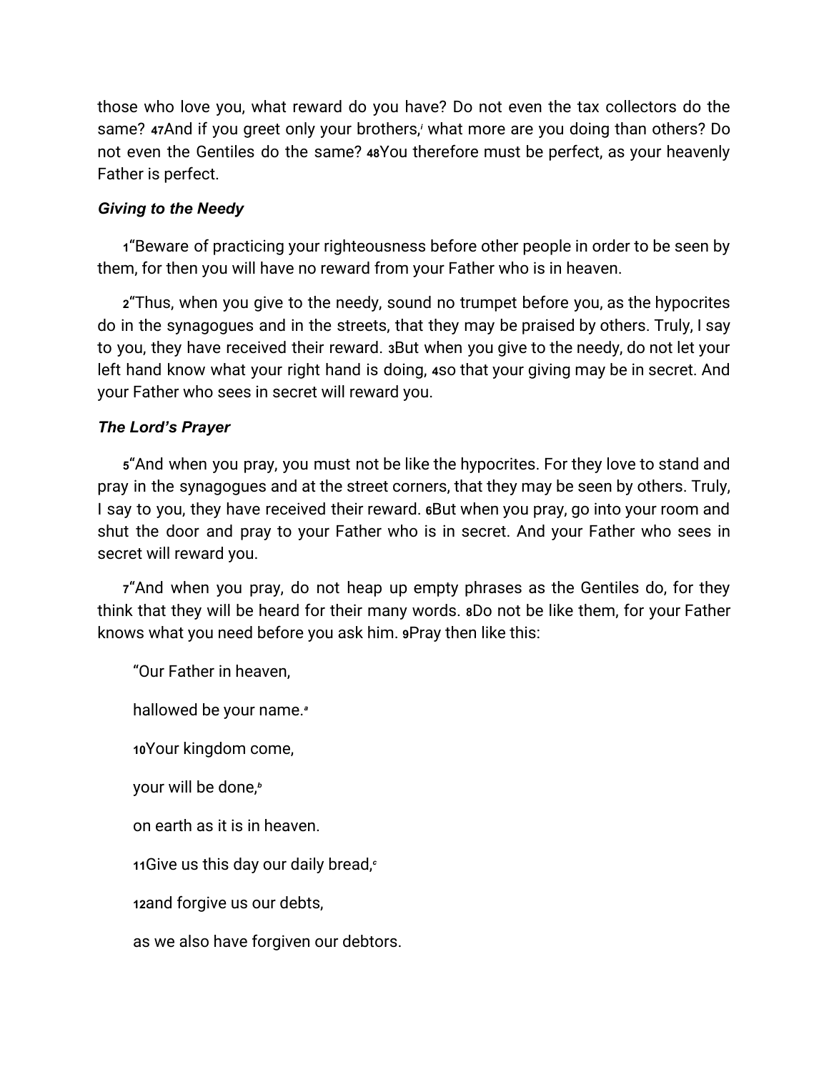those who love you, what reward do you have? Do not even the tax collectors do the same? 47And if you greet only your brothers,[i] what more are you doing than others? Do not even the Gentiles do the same? 48You therefore must be perfect, as your heavenly Father is perfect.

***Giving to the Needy***

1"Beware of practicing your righteousness before other people in order to be seen by them, for then you will have no reward from your Father who is in heaven.

2"Thus, when you give to the needy, sound no trumpet before you, as the hypocrites do in the synagogues and in the streets, that they may be praised by others. Truly, I say to you, they have received their reward. 3But when you give to the needy, do not let your left hand know what your right hand is doing, 4so that your giving may be in secret. And your Father who sees in secret will reward you.

***The Lord's Prayer***

5"And when you pray, you must not be like the hypocrites. For they love to stand and pray in the synagogues and at the street corners, that they may be seen by others. Truly, I say to you, they have received their reward. 6But when you pray, go into your room and shut the door and pray to your Father who is in secret. And your Father who sees in secret will reward you.

7"And when you pray, do not heap up empty phrases as the Gentiles do, for they think that they will be heard for their many words. 8Do not be like them, for your Father knows what you need before you ask him. 9Pray then like this:

"Our Father in heaven,

hallowed be your name.[a]

10Your kingdom come,

your will be done,[b]

on earth as it is in heaven.

11Give us this day our daily bread,[c]

12and forgive us our debts,

as we also have forgiven our debtors.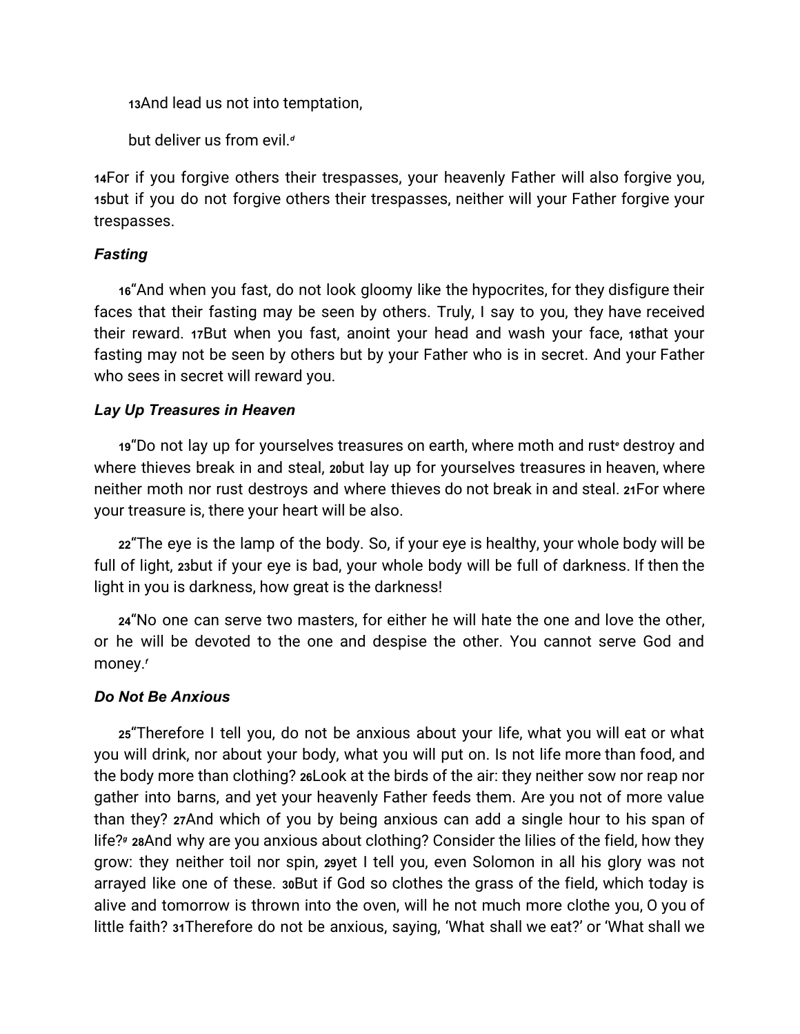13And lead us not into temptation,

but deliver us from evil.[d]

14For if you forgive others their trespasses, your heavenly Father will also forgive you, 15but if you do not forgive others their trespasses, neither will your Father forgive your trespasses.

### *Fasting*

16"And when you fast, do not look gloomy like the hypocrites, for they disfigure their faces that their fasting may be seen by others. Truly, I say to you, they have received their reward. 17But when you fast, anoint your head and wash your face, 18that your fasting may not be seen by others but by your Father who is in secret. And your Father who sees in secret will reward you.

### *Lay Up Treasures in Heaven*

19"Do not lay up for yourselves treasures on earth, where moth and rust[e] destroy and where thieves break in and steal, 20but lay up for yourselves treasures in heaven, where neither moth nor rust destroys and where thieves do not break in and steal. 21For where your treasure is, there your heart will be also.

22"The eye is the lamp of the body. So, if your eye is healthy, your whole body will be full of light, 23but if your eye is bad, your whole body will be full of darkness. If then the light in you is darkness, how great is the darkness!

24"No one can serve two masters, for either he will hate the one and love the other, or he will be devoted to the one and despise the other. You cannot serve God and money.[f]

### *Do Not Be Anxious*

25"Therefore I tell you, do not be anxious about your life, what you will eat or what you will drink, nor about your body, what you will put on. Is not life more than food, and the body more than clothing? 26Look at the birds of the air: they neither sow nor reap nor gather into barns, and yet your heavenly Father feeds them. Are you not of more value than they? 27And which of you by being anxious can add a single hour to his span of life?[g] 28And why are you anxious about clothing? Consider the lilies of the field, how they grow: they neither toil nor spin, 29yet I tell you, even Solomon in all his glory was not arrayed like one of these. 30But if God so clothes the grass of the field, which today is alive and tomorrow is thrown into the oven, will he not much more clothe you, O you of little faith? 31Therefore do not be anxious, saying, 'What shall we eat?' or 'What shall we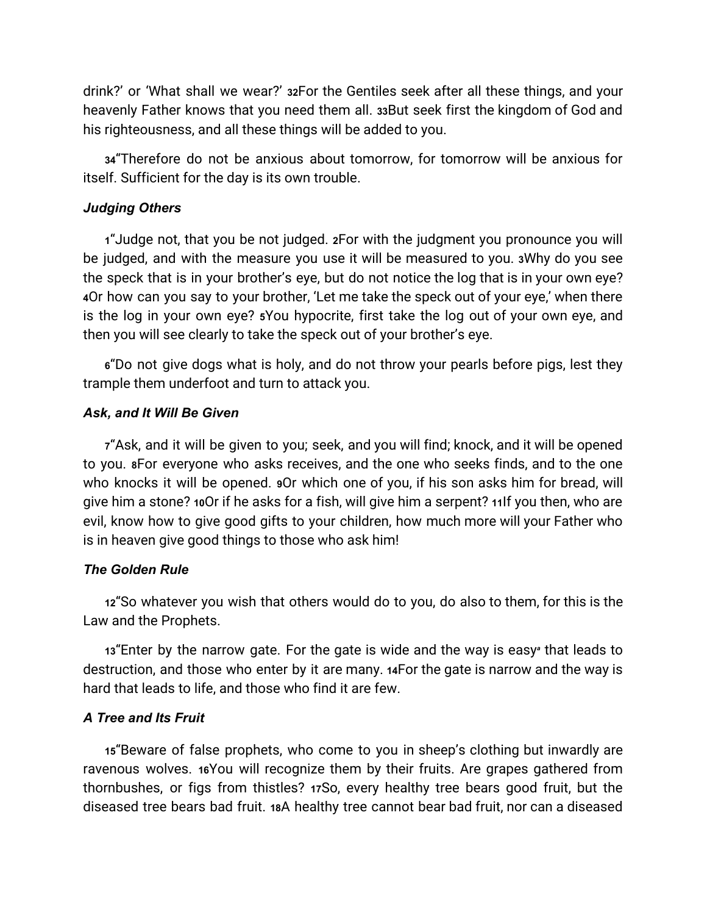drink?' or 'What shall we wear?' **32**For the Gentiles seek after all these things, and your heavenly Father knows that you need them all. **33**But seek first the kingdom of God and his righteousness, and all these things will be added to you.

**34**"Therefore do not be anxious about tomorrow, for tomorrow will be anxious for itself. Sufficient for the day is its own trouble.

### *Judging Others*

**1**"Judge not, that you be not judged. **2**For with the judgment you pronounce you will be judged, and with the measure you use it will be measured to you. **3**Why do you see the speck that is in your brother's eye, but do not notice the log that is in your own eye? **4**Or how can you say to your brother, 'Let me take the speck out of your eye,' when there is the log in your own eye? **5**You hypocrite, first take the log out of your own eye, and then you will see clearly to take the speck out of your brother's eye.

**6**"Do not give dogs what is holy, and do not throw your pearls before pigs, lest they trample them underfoot and turn to attack you.

### *Ask, and It Will Be Given*

**7**"Ask, and it will be given to you; seek, and you will find; knock, and it will be opened to you. **8**For everyone who asks receives, and the one who seeks finds, and to the one who knocks it will be opened. **9**Or which one of you, if his son asks him for bread, will give him a stone? **10**Or if he asks for a fish, will give him a serpent? **11**If you then, who are evil, know how to give good gifts to your children, how much more will your Father who is in heaven give good things to those who ask him!

### *The Golden Rule*

**12**"So whatever you wish that others would do to you, do also to them, for this is the Law and the Prophets.

**13**"Enter by the narrow gate. For the gate is wide and the way is easy[a] that leads to destruction, and those who enter by it are many. **14**For the gate is narrow and the way is hard that leads to life, and those who find it are few.

### *A Tree and Its Fruit*

**15**"Beware of false prophets, who come to you in sheep's clothing but inwardly are ravenous wolves. **16**You will recognize them by their fruits. Are grapes gathered from thornbushes, or figs from thistles? **17**So, every healthy tree bears good fruit, but the diseased tree bears bad fruit. **18**A healthy tree cannot bear bad fruit, nor can a diseased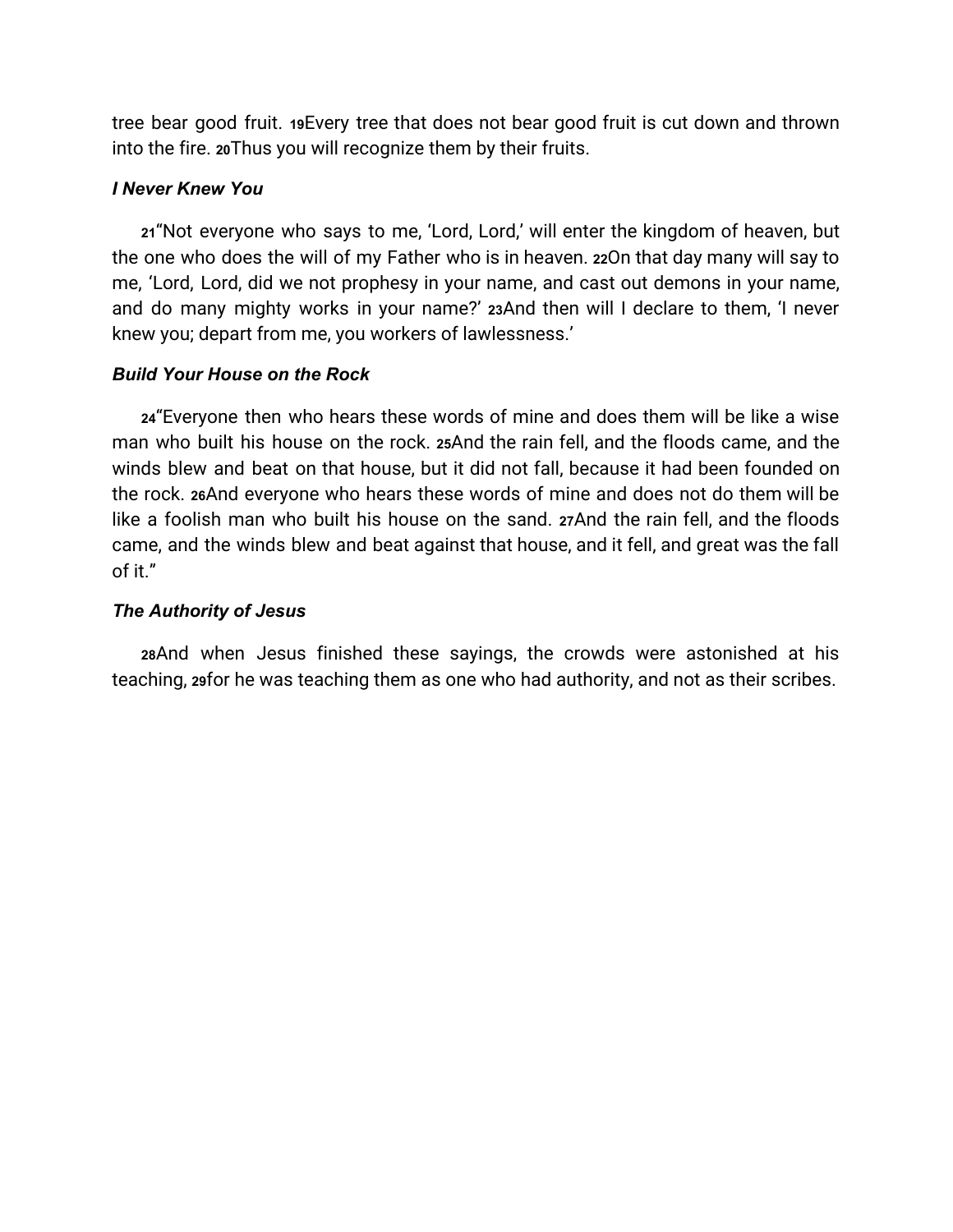tree bear good fruit. 19Every tree that does not bear good fruit is cut down and thrown into the fire. 20Thus you will recognize them by their fruits.

### *I Never Knew You*

21"Not everyone who says to me, 'Lord, Lord,' will enter the kingdom of heaven, but the one who does the will of my Father who is in heaven. 22On that day many will say to me, 'Lord, Lord, did we not prophesy in your name, and cast out demons in your name, and do many mighty works in your name?' 23And then will I declare to them, 'I never knew you; depart from me, you workers of lawlessness.'

### *Build Your House on the Rock*

24"Everyone then who hears these words of mine and does them will be like a wise man who built his house on the rock. 25And the rain fell, and the floods came, and the winds blew and beat on that house, but it did not fall, because it had been founded on the rock. 26And everyone who hears these words of mine and does not do them will be like a foolish man who built his house on the sand. 27And the rain fell, and the floods came, and the winds blew and beat against that house, and it fell, and great was the fall of it."

### *The Authority of Jesus*

28And when Jesus finished these sayings, the crowds were astonished at his teaching, 29for he was teaching them as one who had authority, and not as their scribes.